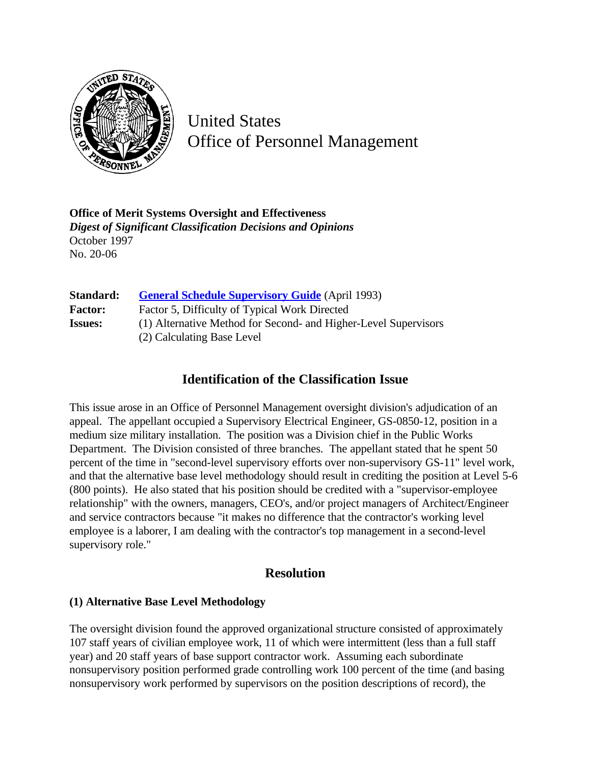United States
Office of Personnel Management

**Office of Merit Systems Oversight and Effectiveness**
***Digest of Significant Classification Decisions and Opinions***
October 1997
No. 20-06

| | |
|---|---|
| **Standard:** | [General Schedule Supervisory Guide](#) (April 1993) |
| **Factor:** | Factor 5, Difficulty of Typical Work Directed |
| **Issues:** | (1) Alternative Method for Second- and Higher-Level Supervisors<br>(2) Calculating Base Level |

## Identification of the Classification Issue

This issue arose in an Office of Personnel Management oversight division's adjudication of an appeal. The appellant occupied a Supervisory Electrical Engineer, GS-0850-12, position in a medium size military installation. The position was a Division chief in the Public Works Department. The Division consisted of three branches. The appellant stated that he spent 50 percent of the time in "second-level supervisory efforts over non-supervisory GS-11" level work, and that the alternative base level methodology should result in crediting the position at Level 5-6 (800 points). He also stated that his position should be credited with a "supervisor-employee relationship" with the owners, managers, CEO's, and/or project managers of Architect/Engineer and service contractors because "it makes no difference that the contractor's working level employee is a laborer, I am dealing with the contractor's top management in a second-level supervisory role."

## Resolution

### (1) Alternative Base Level Methodology

The oversight division found the approved organizational structure consisted of approximately 107 staff years of civilian employee work, 11 of which were intermittent (less than a full staff year) and 20 staff years of base support contractor work. Assuming each subordinate nonsupervisory position performed grade controlling work 100 percent of the time (and basing nonsupervisory work performed by supervisors on the position descriptions of record), the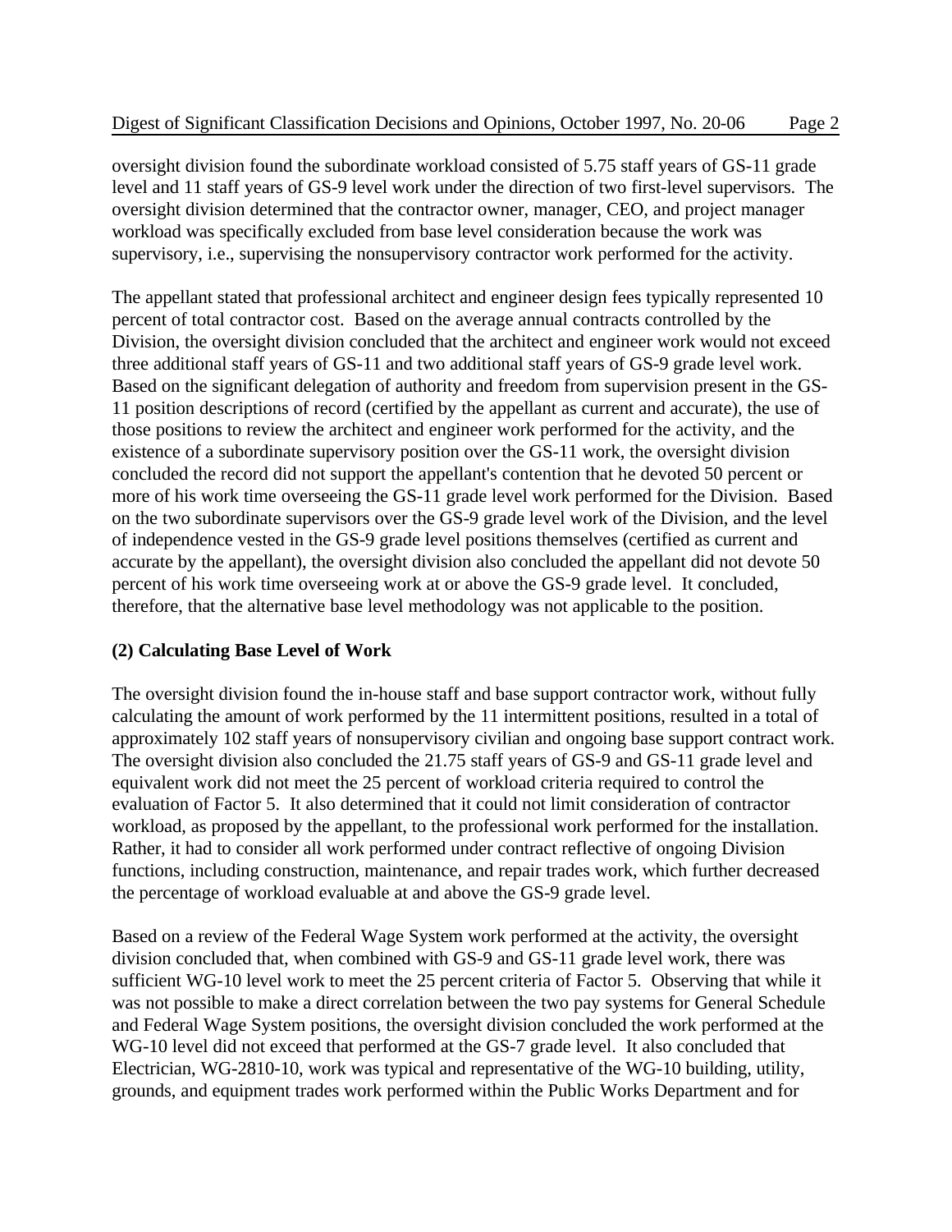oversight division found the subordinate workload consisted of 5.75 staff years of GS-11 grade level and 11 staff years of GS-9 level work under the direction of two first-level supervisors. The oversight division determined that the contractor owner, manager, CEO, and project manager workload was specifically excluded from base level consideration because the work was supervisory, i.e., supervising the nonsupervisory contractor work performed for the activity.

The appellant stated that professional architect and engineer design fees typically represented 10 percent of total contractor cost. Based on the average annual contracts controlled by the Division, the oversight division concluded that the architect and engineer work would not exceed three additional staff years of GS-11 and two additional staff years of GS-9 grade level work. Based on the significant delegation of authority and freedom from supervision present in the GS-11 position descriptions of record (certified by the appellant as current and accurate), the use of those positions to review the architect and engineer work performed for the activity, and the existence of a subordinate supervisory position over the GS-11 work, the oversight division concluded the record did not support the appellant's contention that he devoted 50 percent or more of his work time overseeing the GS-11 grade level work performed for the Division. Based on the two subordinate supervisors over the GS-9 grade level work of the Division, and the level of independence vested in the GS-9 grade level positions themselves (certified as current and accurate by the appellant), the oversight division also concluded the appellant did not devote 50 percent of his work time overseeing work at or above the GS-9 grade level. It concluded, therefore, that the alternative base level methodology was not applicable to the position.

**(2) Calculating Base Level of Work**

The oversight division found the in-house staff and base support contractor work, without fully calculating the amount of work performed by the 11 intermittent positions, resulted in a total of approximately 102 staff years of nonsupervisory civilian and ongoing base support contract work. The oversight division also concluded the 21.75 staff years of GS-9 and GS-11 grade level and equivalent work did not meet the 25 percent of workload criteria required to control the evaluation of Factor 5. It also determined that it could not limit consideration of contractor workload, as proposed by the appellant, to the professional work performed for the installation. Rather, it had to consider all work performed under contract reflective of ongoing Division functions, including construction, maintenance, and repair trades work, which further decreased the percentage of workload evaluable at and above the GS-9 grade level.

Based on a review of the Federal Wage System work performed at the activity, the oversight division concluded that, when combined with GS-9 and GS-11 grade level work, there was sufficient WG-10 level work to meet the 25 percent criteria of Factor 5. Observing that while it was not possible to make a direct correlation between the two pay systems for General Schedule and Federal Wage System positions, the oversight division concluded the work performed at the WG-10 level did not exceed that performed at the GS-7 grade level. It also concluded that Electrician, WG-2810-10, work was typical and representative of the WG-10 building, utility, grounds, and equipment trades work performed within the Public Works Department and for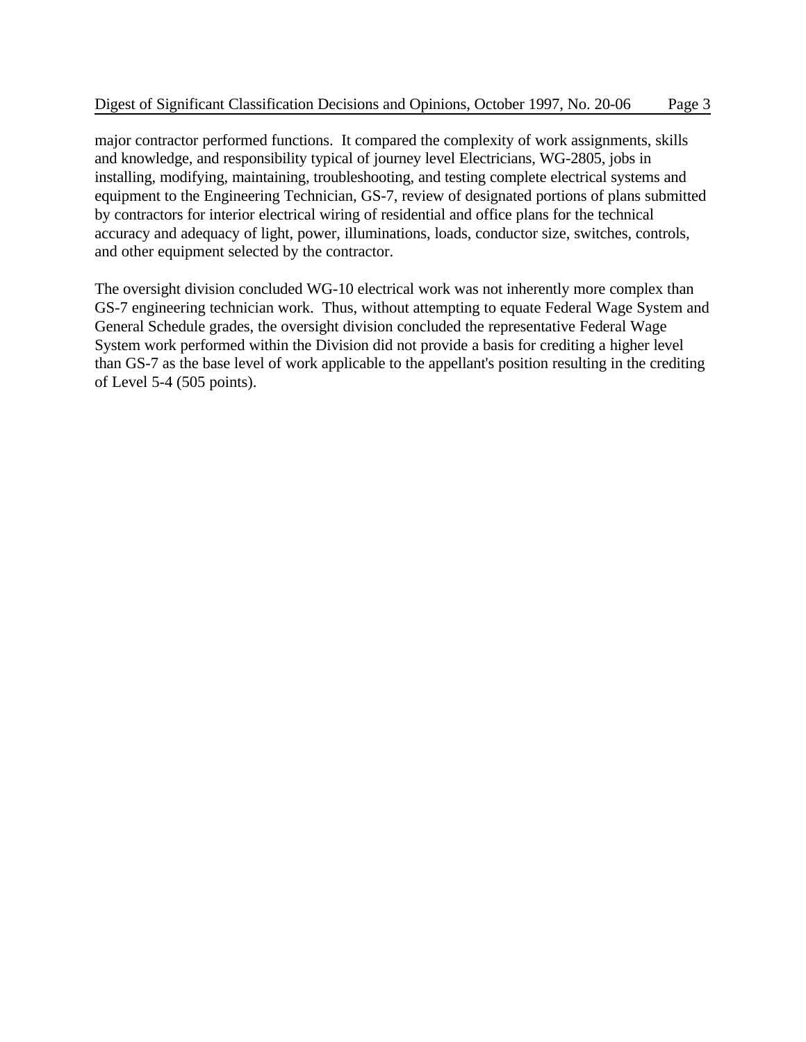major contractor performed functions. It compared the complexity of work assignments, skills and knowledge, and responsibility typical of journey level Electricians, WG-2805, jobs in installing, modifying, maintaining, troubleshooting, and testing complete electrical systems and equipment to the Engineering Technician, GS-7, review of designated portions of plans submitted by contractors for interior electrical wiring of residential and office plans for the technical accuracy and adequacy of light, power, illuminations, loads, conductor size, switches, controls, and other equipment selected by the contractor.

The oversight division concluded WG-10 electrical work was not inherently more complex than GS-7 engineering technician work. Thus, without attempting to equate Federal Wage System and General Schedule grades, the oversight division concluded the representative Federal Wage System work performed within the Division did not provide a basis for crediting a higher level than GS-7 as the base level of work applicable to the appellant's position resulting in the crediting of Level 5-4 (505 points).